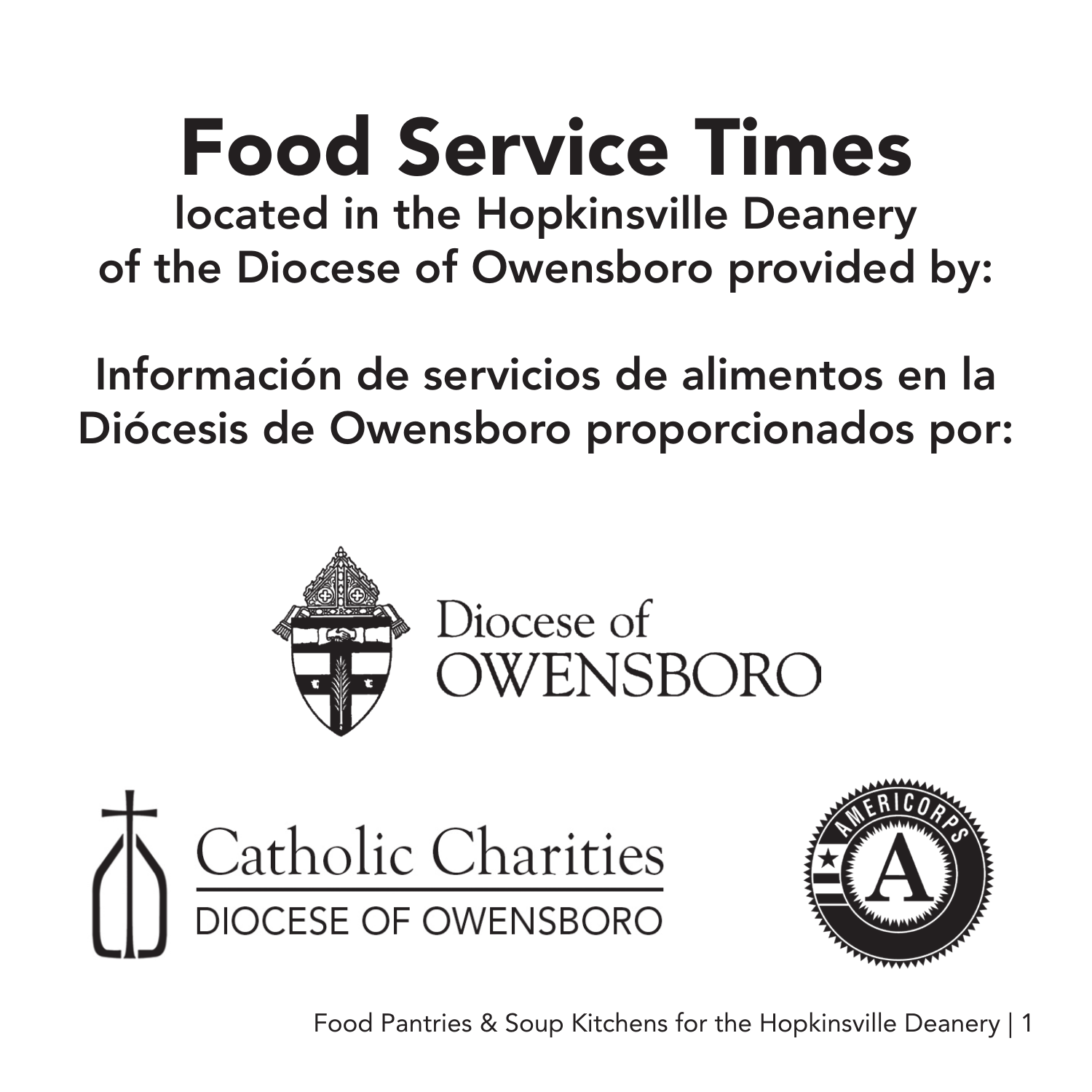# Food Service Times

## located in the Hopkinsville Deanery of the Diocese of Owensboro provided by:

## Información de servicios de alimentos en la Diócesis de Owensboro proporcionados por:

Diocese of OWENSBORO

Catholic Charities
DIOCESE OF OWENSBORO

AMERICORPS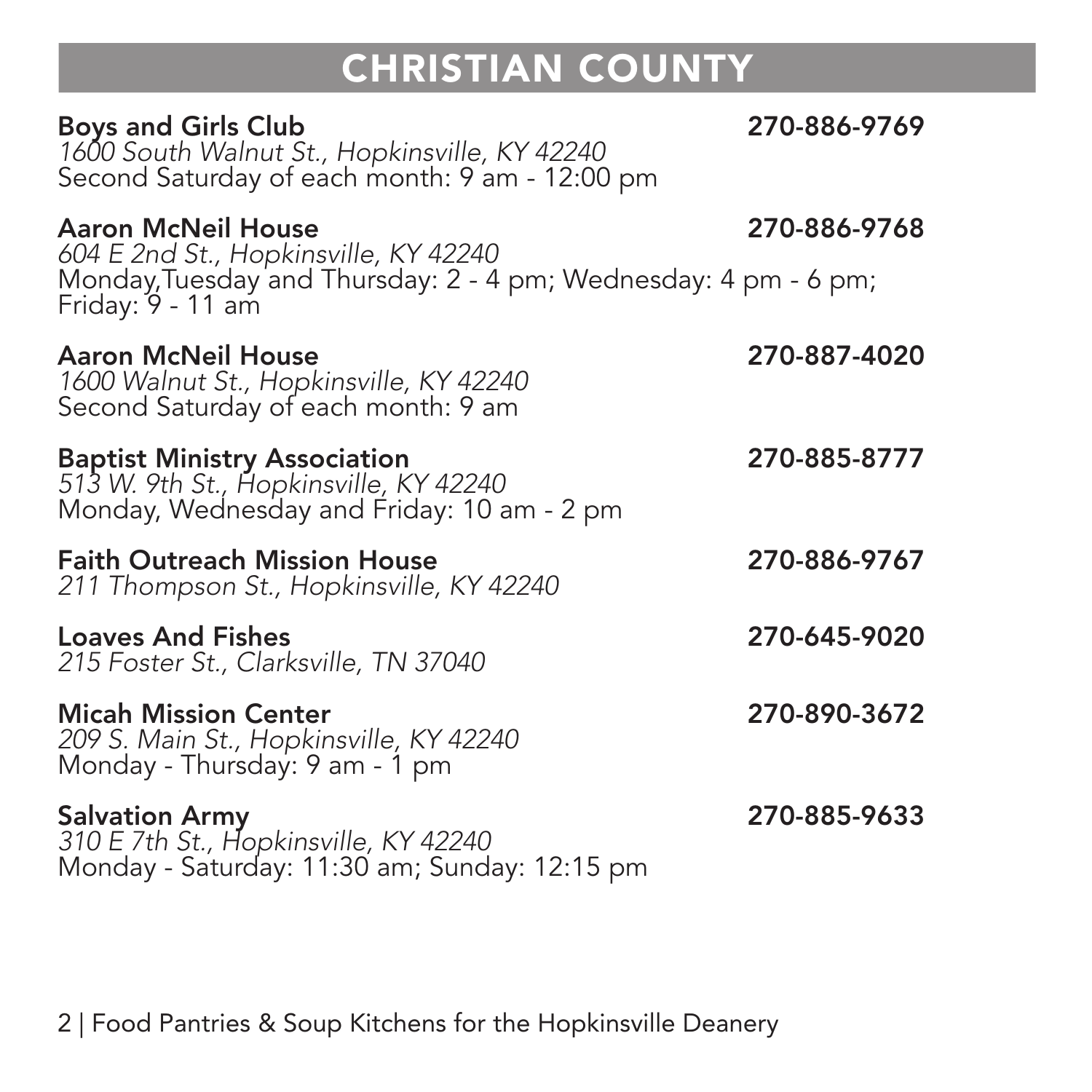# CHRISTIAN COUNTY

**Boys and Girls Club** **270-886-9769**
*1600 South Walnut St., Hopkinsville, KY 42240*
Second Saturday of each month: 9 am - 12:00 pm

**Aaron McNeil House** **270-886-9768**
*604 E 2nd St., Hopkinsville, KY 42240*
Monday,Tuesday and Thursday: 2 - 4 pm; Wednesday: 4 pm - 6 pm; Friday: 9 - 11 am

**Aaron McNeil House** **270-887-4020**
*1600 Walnut St., Hopkinsville, KY 42240*
Second Saturday of each month: 9 am

**Baptist Ministry Association** **270-885-8777**
*513 W. 9th St., Hopkinsville, KY 42240*
Monday, Wednesday and Friday: 10 am - 2 pm

**Faith Outreach Mission House** **270-886-9767**
*211 Thompson St., Hopkinsville, KY 42240*

**Loaves And Fishes** **270-645-9020**
*215 Foster St., Clarksville, TN 37040*

**Micah Mission Center** **270-890-3672**
*209 S. Main St., Hopkinsville, KY 42240*
Monday - Thursday: 9 am - 1 pm

**Salvation Army** **270-885-9633**
*310 E 7th St., Hopkinsville, KY 42240*
Monday - Saturday: 11:30 am; Sunday: 12:15 pm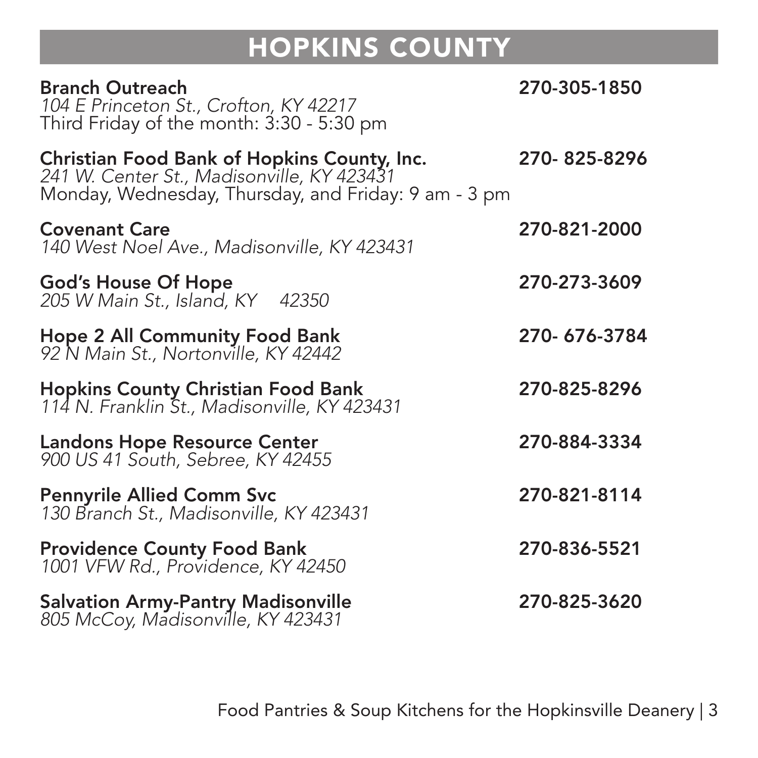# HOPKINS COUNTY

**Branch Outreach** 270-305-1850
*104 E Princeton St., Crofton, KY 42217*
Third Friday of the month: 3:30 - 5:30 pm

**Christian Food Bank of Hopkins County, Inc.** 270- 825-8296
*241 W. Center St., Madisonville, KY 423431*
Monday, Wednesday, Thursday, and Friday: 9 am - 3 pm

**Covenant Care** 270-821-2000
*140 West Noel Ave., Madisonville, KY 423431*

**God's House Of Hope** 270-273-3609
*205 W Main St., Island, KY 42350*

**Hope 2 All Community Food Bank** 270- 676-3784
*92 N Main St., Nortonville, KY 42442*

**Hopkins County Christian Food Bank** 270-825-8296
*114 N. Franklin St., Madisonville, KY 423431*

**Landons Hope Resource Center** 270-884-3334
*900 US 41 South, Sebree, KY 42455*

**Pennyrile Allied Comm Svc** 270-821-8114
*130 Branch St., Madisonville, KY 423431*

**Providence County Food Bank** 270-836-5521
*1001 VFW Rd., Providence, KY 42450*

**Salvation Army-Pantry Madisonville** 270-825-3620
*805 McCoy, Madisonville, KY 423431*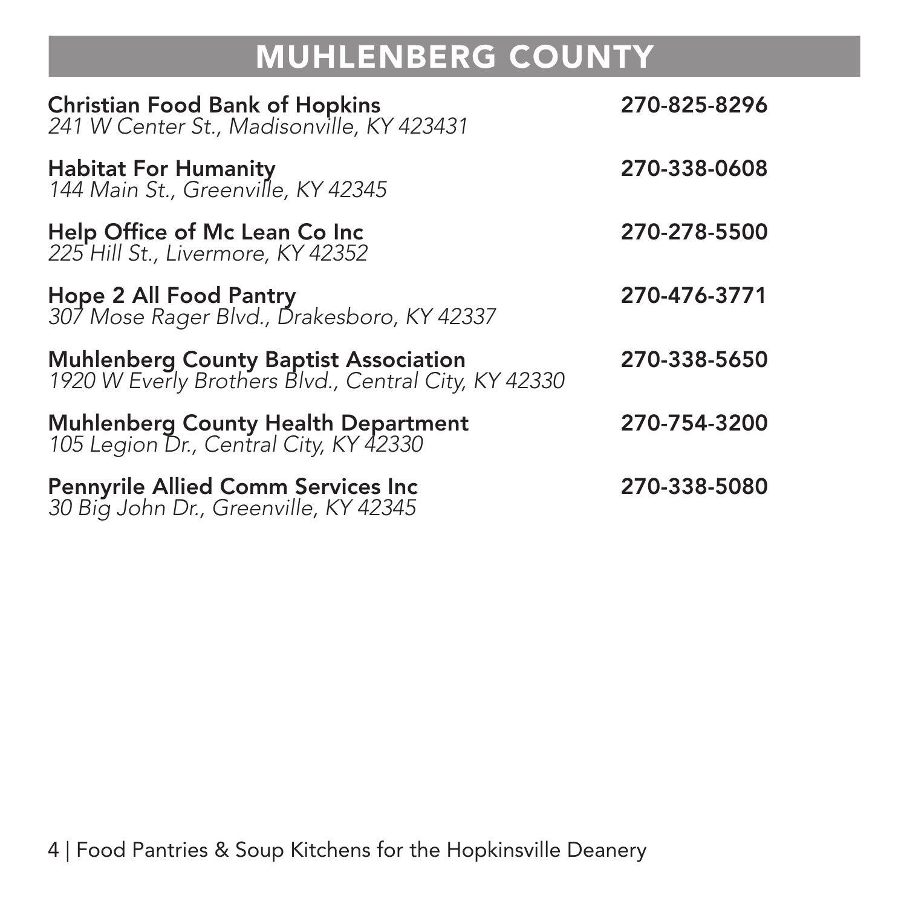# MUHLENBERG COUNTY

**Christian Food Bank of Hopkins** **270-825-8296**
*241 W Center St., Madisonville, KY 423431*

**Habitat For Humanity** **270-338-0608**
*144 Main St., Greenville, KY 42345*

**Help Office of Mc Lean Co Inc** **270-278-5500**
*225 Hill St., Livermore, KY 42352*

**Hope 2 All Food Pantry** **270-476-3771**
*307 Mose Rager Blvd., Drakesboro, KY 42337*

**Muhlenberg County Baptist Association** **270-338-5650**
*1920 W Everly Brothers Blvd., Central City, KY 42330*

**Muhlenberg County Health Department** **270-754-3200**
*105 Legion Dr., Central City, KY 42330*

**Pennyrile Allied Comm Services Inc** **270-338-5080**
*30 Big John Dr., Greenville, KY 42345*